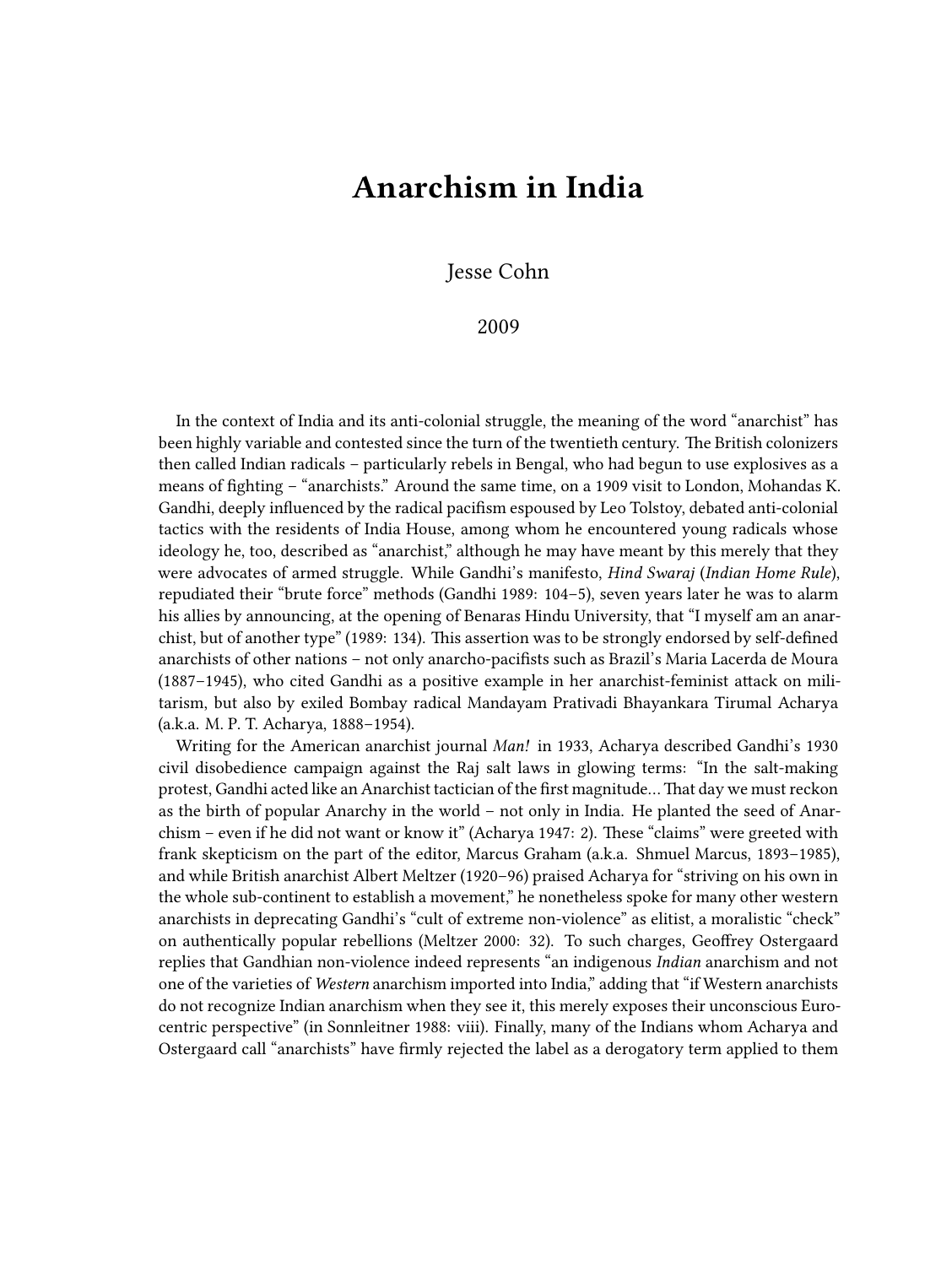# Anarchism in India

Jesse Cohn

2009

In the context of India and its anti-colonial struggle, the meaning of the word "anarchist" has been highly variable and contested since the turn of the twentieth century. The British colonizers then called Indian radicals – particularly rebels in Bengal, who had begun to use explosives as a means of fighting – "anarchists." Around the same time, on a 1909 visit to London, Mohandas K. Gandhi, deeply influenced by the radical pacifism espoused by Leo Tolstoy, debated anti-colonial tactics with the residents of India House, among whom he encountered young radicals whose ideology he, too, described as "anarchist," although he may have meant by this merely that they were advocates of armed struggle. While Gandhi's manifesto, *Hind Swaraj* (*Indian Home Rule*), repudiated their "brute force" methods (Gandhi 1989: 104–5), seven years later he was to alarm his allies by announcing, at the opening of Benaras Hindu University, that "I myself am an anarchist, but of another type" (1989: 134). This assertion was to be strongly endorsed by self-defined anarchists of other nations – not only anarcho-pacifists such as Brazil's Maria Lacerda de Moura (1887–1945), who cited Gandhi as a positive example in her anarchist-feminist attack on militarism, but also by exiled Bombay radical Mandayam Prativadi Bhayankara Tirumal Acharya (a.k.a. M. P. T. Acharya, 1888–1954).

Writing for the American anarchist journal *Man!* in 1933, Acharya described Gandhi's 1930 civil disobedience campaign against the Raj salt laws in glowing terms: "In the salt-making protest, Gandhi acted like an Anarchist tactician of the first magnitude… That day we must reckon as the birth of popular Anarchy in the world – not only in India. He planted the seed of Anarchism – even if he did not want or know it" (Acharya 1947: 2). These "claims" were greeted with frank skepticism on the part of the editor, Marcus Graham (a.k.a. Shmuel Marcus, 1893–1985), and while British anarchist Albert Meltzer (1920–96) praised Acharya for "striving on his own in the whole sub-continent to establish a movement," he nonetheless spoke for many other western anarchists in deprecating Gandhi's "cult of extreme non-violence" as elitist, a moralistic "check" on authentically popular rebellions (Meltzer 2000: 32). To such charges, Geoffrey Ostergaard replies that Gandhian non-violence indeed represents "an indigenous *Indian* anarchism and not one of the varieties of *Western* anarchism imported into India," adding that "if Western anarchists do not recognize Indian anarchism when they see it, this merely exposes their unconscious Eurocentric perspective" (in Sonnleitner 1988: viii). Finally, many of the Indians whom Acharya and Ostergaard call "anarchists" have firmly rejected the label as a derogatory term applied to them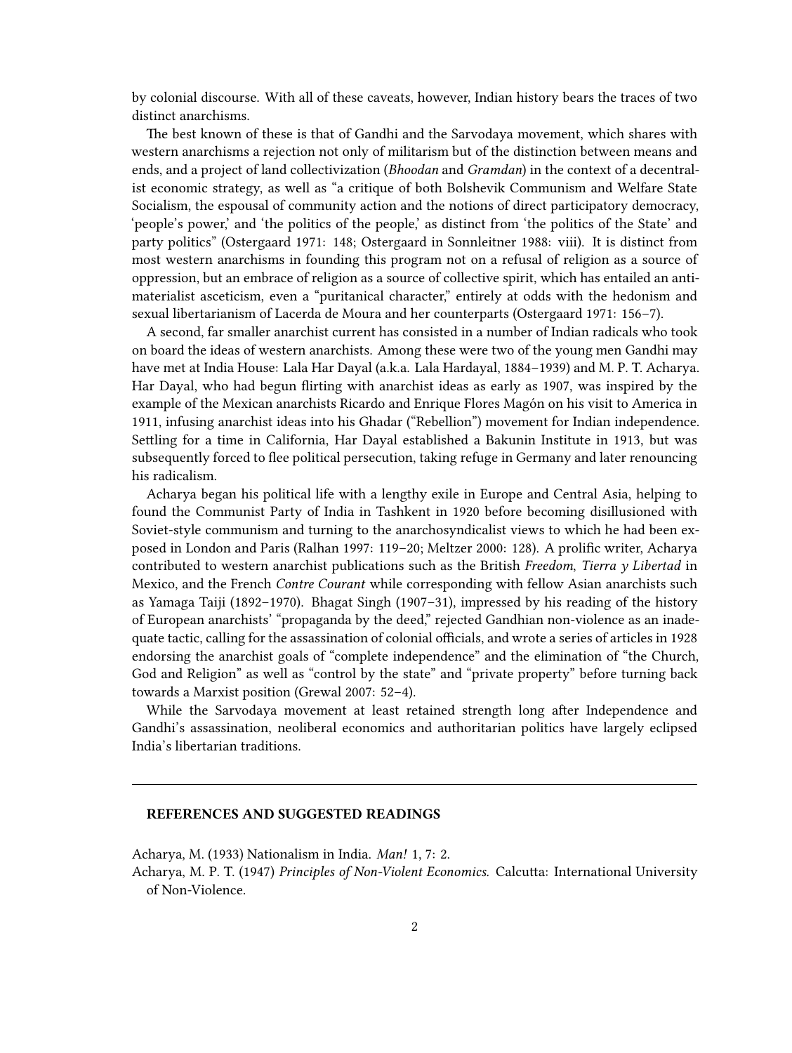by colonial discourse. With all of these caveats, however, Indian history bears the traces of two distinct anarchisms.

The best known of these is that of Gandhi and the Sarvodaya movement, which shares with western anarchisms a rejection not only of militarism but of the distinction between means and ends, and a project of land collectivization (*Bhoodan* and *Gramdan*) in the context of a decentralist economic strategy, as well as "a critique of both Bolshevik Communism and Welfare State Socialism, the espousal of community action and the notions of direct participatory democracy, 'people's power,' and 'the politics of the people,' as distinct from 'the politics of the State' and party politics" (Ostergaard 1971: 148; Ostergaard in Sonnleitner 1988: viii). It is distinct from most western anarchisms in founding this program not on a refusal of religion as a source of oppression, but an embrace of religion as a source of collective spirit, which has entailed an anti-materialist asceticism, even a "puritanical character," entirely at odds with the hedonism and sexual libertarianism of Lacerda de Moura and her counterparts (Ostergaard 1971: 156–7).

A second, far smaller anarchist current has consisted in a number of Indian radicals who took on board the ideas of western anarchists. Among these were two of the young men Gandhi may have met at India House: Lala Har Dayal (a.k.a. Lala Hardayal, 1884–1939) and M. P. T. Acharya. Har Dayal, who had begun flirting with anarchist ideas as early as 1907, was inspired by the example of the Mexican anarchists Ricardo and Enrique Flores Magón on his visit to America in 1911, infusing anarchist ideas into his Ghadar ("Rebellion") movement for Indian independence. Settling for a time in California, Har Dayal established a Bakunin Institute in 1913, but was subsequently forced to flee political persecution, taking refuge in Germany and later renouncing his radicalism.

Acharya began his political life with a lengthy exile in Europe and Central Asia, helping to found the Communist Party of India in Tashkent in 1920 before becoming disillusioned with Soviet-style communism and turning to the anarchosyndicalist views to which he had been exposed in London and Paris (Ralhan 1997: 119–20; Meltzer 2000: 128). A prolific writer, Acharya contributed to western anarchist publications such as the British *Freedom*, *Tierra y Libertad* in Mexico, and the French *Contre Courant* while corresponding with fellow Asian anarchists such as Yamaga Taiji (1892–1970). Bhagat Singh (1907–31), impressed by his reading of the history of European anarchists' "propaganda by the deed," rejected Gandhian non-violence as an inadequate tactic, calling for the assassination of colonial officials, and wrote a series of articles in 1928 endorsing the anarchist goals of "complete independence" and the elimination of "the Church, God and Religion" as well as "control by the state" and "private property" before turning back towards a Marxist position (Grewal 2007: 52–4).

While the Sarvodaya movement at least retained strength long after Independence and Gandhi's assassination, neoliberal economics and authoritarian politics have largely eclipsed India's libertarian traditions.

---

## REFERENCES AND SUGGESTED READINGS

Acharya, M. (1933) Nationalism in India. *Man!* 1, 7: 2.

Acharya, M. P. T. (1947) *Principles of Non-Violent Economics.* Calcutta: International University of Non-Violence.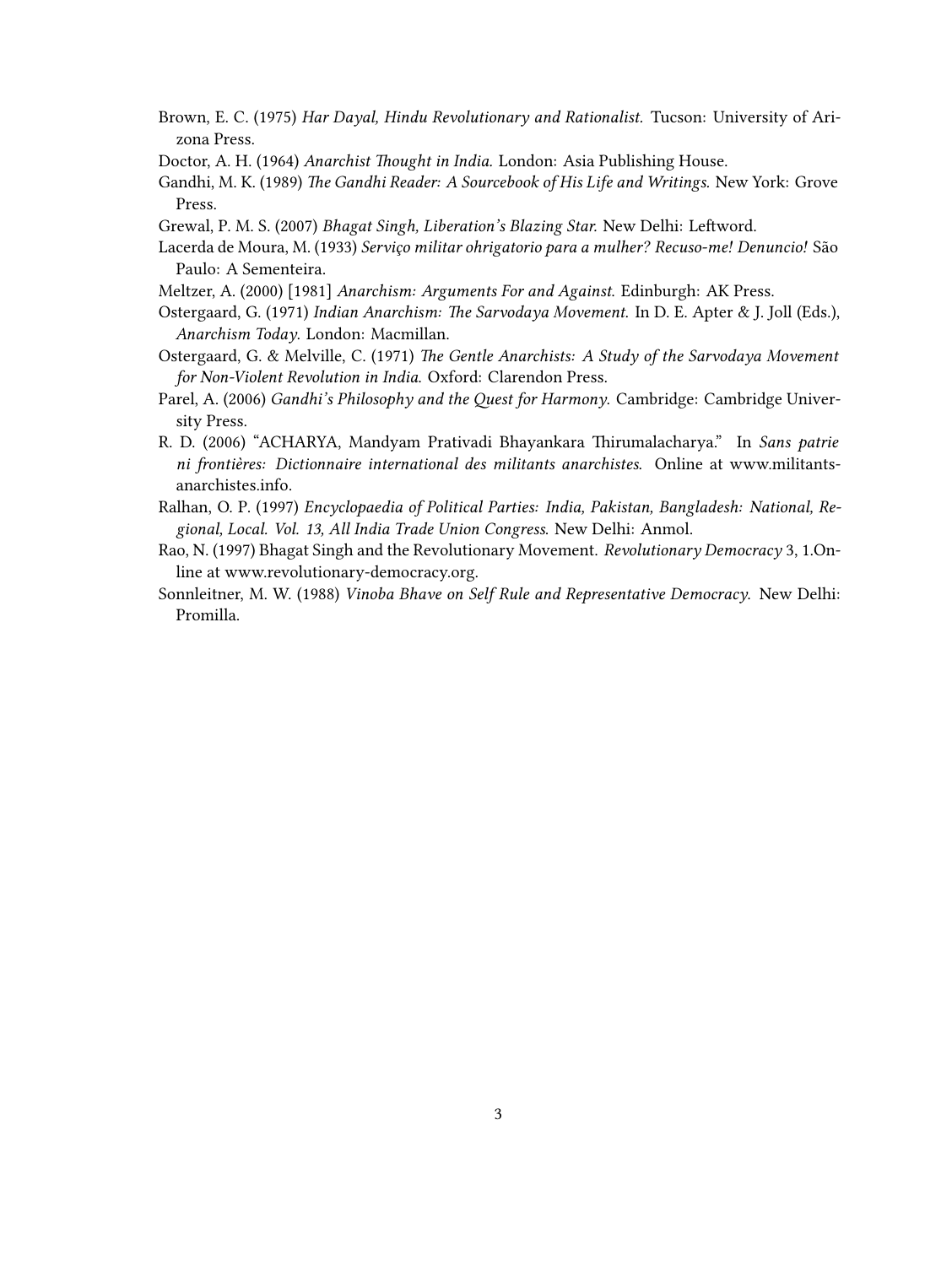Brown, E. C. (1975) *Har Dayal, Hindu Revolutionary and Rationalist.* Tucson: University of Arizona Press.

Doctor, A. H. (1964) *Anarchist Thought in India.* London: Asia Publishing House.

Gandhi, M. K. (1989) *The Gandhi Reader: A Sourcebook of His Life and Writings.* New York: Grove Press.

Grewal, P. M. S. (2007) *Bhagat Singh, Liberation's Blazing Star.* New Delhi: Leftword.

Lacerda de Moura, M. (1933) *Serviço militar ohrigatorio para a mulher? Recuso-me! Denuncio!* São Paulo: A Sementeira.

Meltzer, A. (2000) [1981] *Anarchism: Arguments For and Against.* Edinburgh: AK Press.

Ostergaard, G. (1971) *Indian Anarchism: The Sarvodaya Movement.* In D. E. Apter & J. Joll (Eds.), *Anarchism Today.* London: Macmillan.

Ostergaard, G. & Melville, C. (1971) *The Gentle Anarchists: A Study of the Sarvodaya Movement for Non-Violent Revolution in India.* Oxford: Clarendon Press.

Parel, A. (2006) *Gandhi's Philosophy and the Quest for Harmony.* Cambridge: Cambridge University Press.

R. D. (2006) "ACHARYA, Mandyam Prativadi Bhayankara Thirumalacharya." In *Sans patrie ni frontières: Dictionnaire international des militants anarchistes.* Online at www.militants-anarchistes.info.

Ralhan, O. P. (1997) *Encyclopaedia of Political Parties: India, Pakistan, Bangladesh: National, Regional, Local. Vol. 13, All India Trade Union Congress.* New Delhi: Anmol.

Rao, N. (1997) Bhagat Singh and the Revolutionary Movement. *Revolutionary Democracy* 3, 1.Online at www.revolutionary-democracy.org.

Sonnleitner, M. W. (1988) *Vinoba Bhave on Self Rule and Representative Democracy.* New Delhi: Promilla.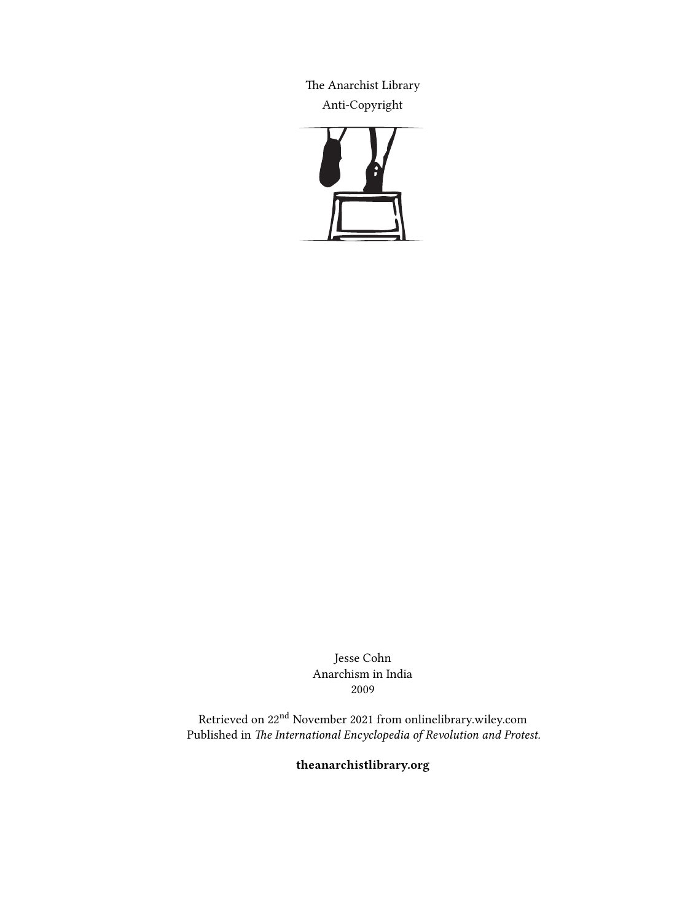The Anarchist Library
Anti-Copyright

Jesse Cohn
Anarchism in India
2009

Retrieved on 22nd November 2021 from onlinelibrary.wiley.com
Published in *The International Encyclopedia of Revolution and Protest.*

**theanarchistlibrary.org**